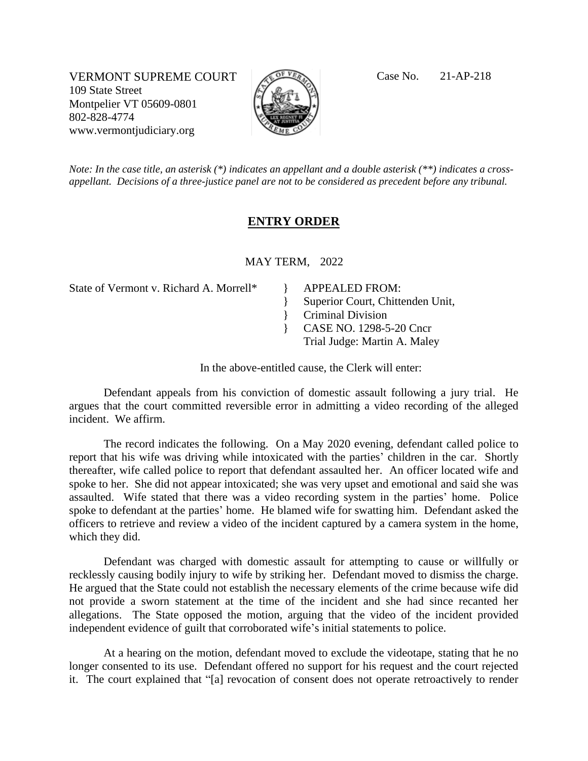VERMONT SUPREME COURT
109 State Street
Montpelier VT 05609-0801
802-828-4774
www.vermontjudiciary.org

Case No. 21-AP-218

*Note: In the case title, an asterisk (*) indicates an appellant and a double asterisk (**) indicates a cross-appellant. Decisions of a three-justice panel are not to be considered as precedent before any tribunal.*

## ENTRY ORDER

MAY TERM, 2022

State of Vermont v. Richard A. Morrell*

} APPEALED FROM:
} Superior Court, Chittenden Unit,
} Criminal Division
} CASE NO. 1298-5-20 Cncr
Trial Judge: Martin A. Maley

In the above-entitled cause, the Clerk will enter:

Defendant appeals from his conviction of domestic assault following a jury trial. He argues that the court committed reversible error in admitting a video recording of the alleged incident. We affirm.

The record indicates the following. On a May 2020 evening, defendant called police to report that his wife was driving while intoxicated with the parties' children in the car. Shortly thereafter, wife called police to report that defendant assaulted her. An officer located wife and spoke to her. She did not appear intoxicated; she was very upset and emotional and said she was assaulted. Wife stated that there was a video recording system in the parties' home. Police spoke to defendant at the parties' home. He blamed wife for swatting him. Defendant asked the officers to retrieve and review a video of the incident captured by a camera system in the home, which they did.

Defendant was charged with domestic assault for attempting to cause or willfully or recklessly causing bodily injury to wife by striking her. Defendant moved to dismiss the charge. He argued that the State could not establish the necessary elements of the crime because wife did not provide a sworn statement at the time of the incident and she had since recanted her allegations. The State opposed the motion, arguing that the video of the incident provided independent evidence of guilt that corroborated wife's initial statements to police.

At a hearing on the motion, defendant moved to exclude the videotape, stating that he no longer consented to its use. Defendant offered no support for his request and the court rejected it. The court explained that "[a] revocation of consent does not operate retroactively to render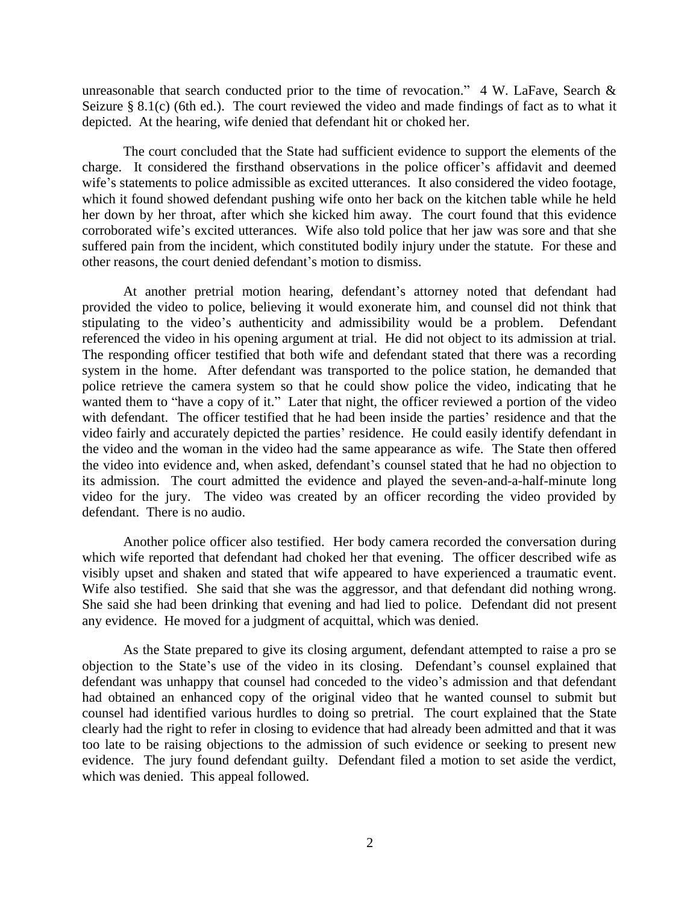unreasonable that search conducted prior to the time of revocation." 4 W. LaFave, Search & Seizure § 8.1(c) (6th ed.). The court reviewed the video and made findings of fact as to what it depicted. At the hearing, wife denied that defendant hit or choked her.

The court concluded that the State had sufficient evidence to support the elements of the charge. It considered the firsthand observations in the police officer's affidavit and deemed wife's statements to police admissible as excited utterances. It also considered the video footage, which it found showed defendant pushing wife onto her back on the kitchen table while he held her down by her throat, after which she kicked him away. The court found that this evidence corroborated wife's excited utterances. Wife also told police that her jaw was sore and that she suffered pain from the incident, which constituted bodily injury under the statute. For these and other reasons, the court denied defendant's motion to dismiss.

At another pretrial motion hearing, defendant's attorney noted that defendant had provided the video to police, believing it would exonerate him, and counsel did not think that stipulating to the video's authenticity and admissibility would be a problem. Defendant referenced the video in his opening argument at trial. He did not object to its admission at trial. The responding officer testified that both wife and defendant stated that there was a recording system in the home. After defendant was transported to the police station, he demanded that police retrieve the camera system so that he could show police the video, indicating that he wanted them to "have a copy of it." Later that night, the officer reviewed a portion of the video with defendant. The officer testified that he had been inside the parties' residence and that the video fairly and accurately depicted the parties' residence. He could easily identify defendant in the video and the woman in the video had the same appearance as wife. The State then offered the video into evidence and, when asked, defendant's counsel stated that he had no objection to its admission. The court admitted the evidence and played the seven-and-a-half-minute long video for the jury. The video was created by an officer recording the video provided by defendant. There is no audio.

Another police officer also testified. Her body camera recorded the conversation during which wife reported that defendant had choked her that evening. The officer described wife as visibly upset and shaken and stated that wife appeared to have experienced a traumatic event. Wife also testified. She said that she was the aggressor, and that defendant did nothing wrong. She said she had been drinking that evening and had lied to police. Defendant did not present any evidence. He moved for a judgment of acquittal, which was denied.

As the State prepared to give its closing argument, defendant attempted to raise a pro se objection to the State's use of the video in its closing. Defendant's counsel explained that defendant was unhappy that counsel had conceded to the video's admission and that defendant had obtained an enhanced copy of the original video that he wanted counsel to submit but counsel had identified various hurdles to doing so pretrial. The court explained that the State clearly had the right to refer in closing to evidence that had already been admitted and that it was too late to be raising objections to the admission of such evidence or seeking to present new evidence. The jury found defendant guilty. Defendant filed a motion to set aside the verdict, which was denied. This appeal followed.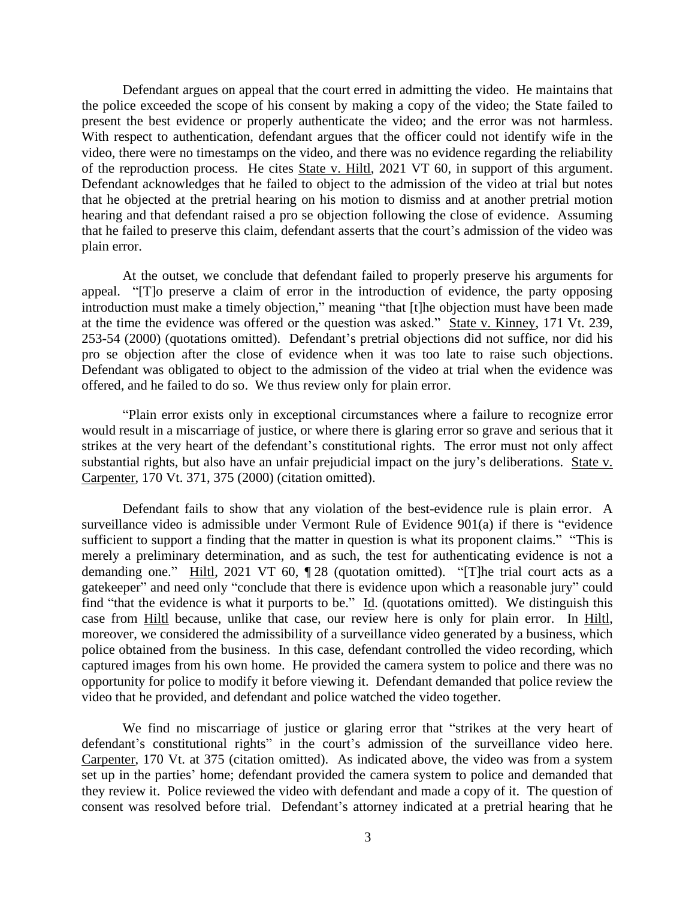Defendant argues on appeal that the court erred in admitting the video. He maintains that the police exceeded the scope of his consent by making a copy of the video; the State failed to present the best evidence or properly authenticate the video; and the error was not harmless. With respect to authentication, defendant argues that the officer could not identify wife in the video, there were no timestamps on the video, and there was no evidence regarding the reliability of the reproduction process. He cites State v. Hiltl, 2021 VT 60, in support of this argument. Defendant acknowledges that he failed to object to the admission of the video at trial but notes that he objected at the pretrial hearing on his motion to dismiss and at another pretrial motion hearing and that defendant raised a pro se objection following the close of evidence. Assuming that he failed to preserve this claim, defendant asserts that the court's admission of the video was plain error.

At the outset, we conclude that defendant failed to properly preserve his arguments for appeal. "[T]o preserve a claim of error in the introduction of evidence, the party opposing introduction must make a timely objection," meaning "that [t]he objection must have been made at the time the evidence was offered or the question was asked." State v. Kinney, 171 Vt. 239, 253-54 (2000) (quotations omitted). Defendant's pretrial objections did not suffice, nor did his pro se objection after the close of evidence when it was too late to raise such objections. Defendant was obligated to object to the admission of the video at trial when the evidence was offered, and he failed to do so. We thus review only for plain error.

"Plain error exists only in exceptional circumstances where a failure to recognize error would result in a miscarriage of justice, or where there is glaring error so grave and serious that it strikes at the very heart of the defendant's constitutional rights. The error must not only affect substantial rights, but also have an unfair prejudicial impact on the jury's deliberations. State v. Carpenter, 170 Vt. 371, 375 (2000) (citation omitted).

Defendant fails to show that any violation of the best-evidence rule is plain error. A surveillance video is admissible under Vermont Rule of Evidence 901(a) if there is "evidence sufficient to support a finding that the matter in question is what its proponent claims." "This is merely a preliminary determination, and as such, the test for authenticating evidence is not a demanding one." Hiltl, 2021 VT 60, ¶ 28 (quotation omitted). "[T]he trial court acts as a gatekeeper" and need only "conclude that there is evidence upon which a reasonable jury" could find "that the evidence is what it purports to be." Id. (quotations omitted). We distinguish this case from Hiltl because, unlike that case, our review here is only for plain error. In Hiltl, moreover, we considered the admissibility of a surveillance video generated by a business, which police obtained from the business. In this case, defendant controlled the video recording, which captured images from his own home. He provided the camera system to police and there was no opportunity for police to modify it before viewing it. Defendant demanded that police review the video that he provided, and defendant and police watched the video together.

We find no miscarriage of justice or glaring error that "strikes at the very heart of defendant's constitutional rights" in the court's admission of the surveillance video here. Carpenter, 170 Vt. at 375 (citation omitted). As indicated above, the video was from a system set up in the parties' home; defendant provided the camera system to police and demanded that they review it. Police reviewed the video with defendant and made a copy of it. The question of consent was resolved before trial. Defendant's attorney indicated at a pretrial hearing that he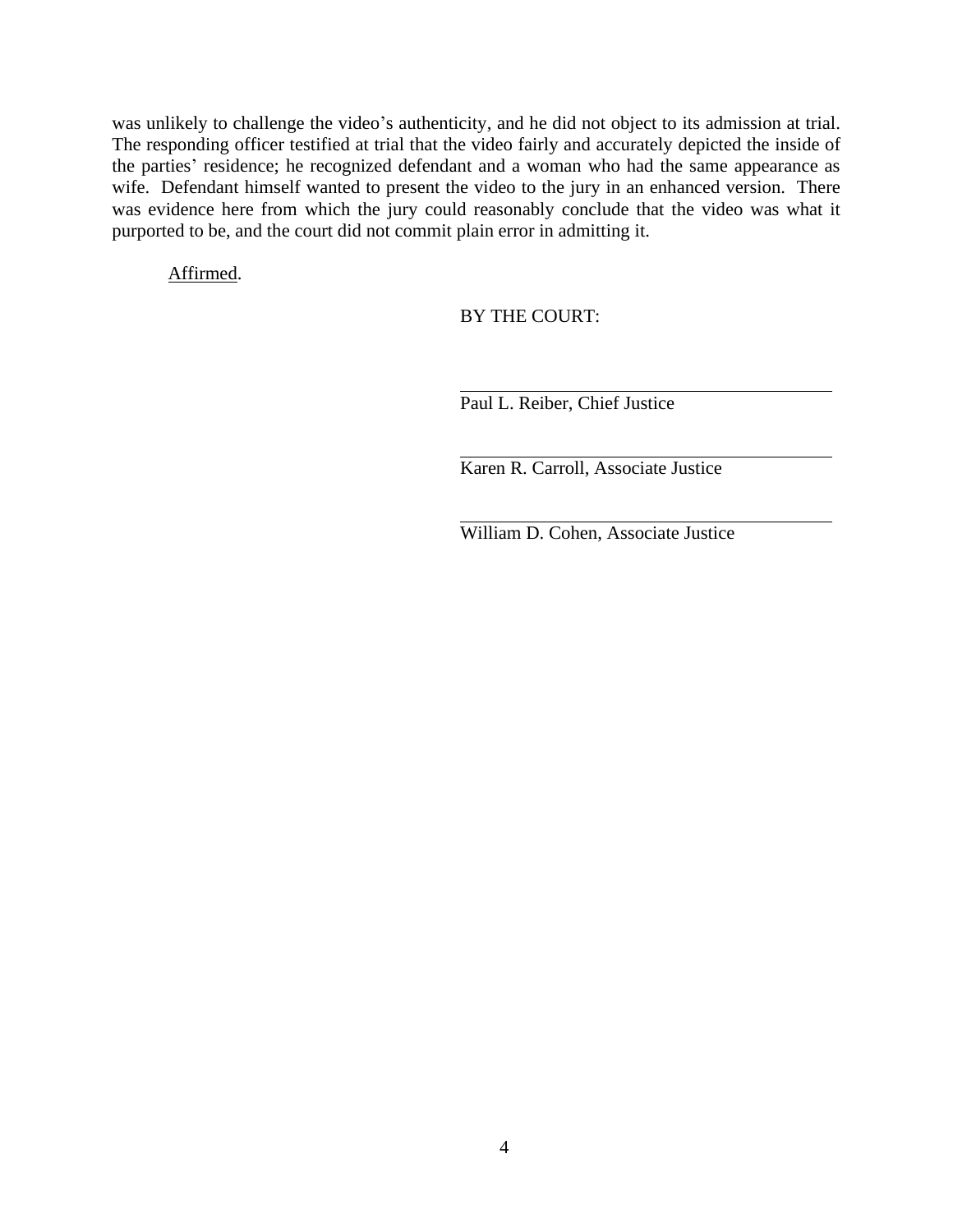was unlikely to challenge the video's authenticity, and he did not object to its admission at trial. The responding officer testified at trial that the video fairly and accurately depicted the inside of the parties' residence; he recognized defendant and a woman who had the same appearance as wife. Defendant himself wanted to present the video to the jury in an enhanced version. There was evidence here from which the jury could reasonably conclude that the video was what it purported to be, and the court did not commit plain error in admitting it.

Affirmed.

BY THE COURT:

Paul L. Reiber, Chief Justice

Karen R. Carroll, Associate Justice

William D. Cohen, Associate Justice